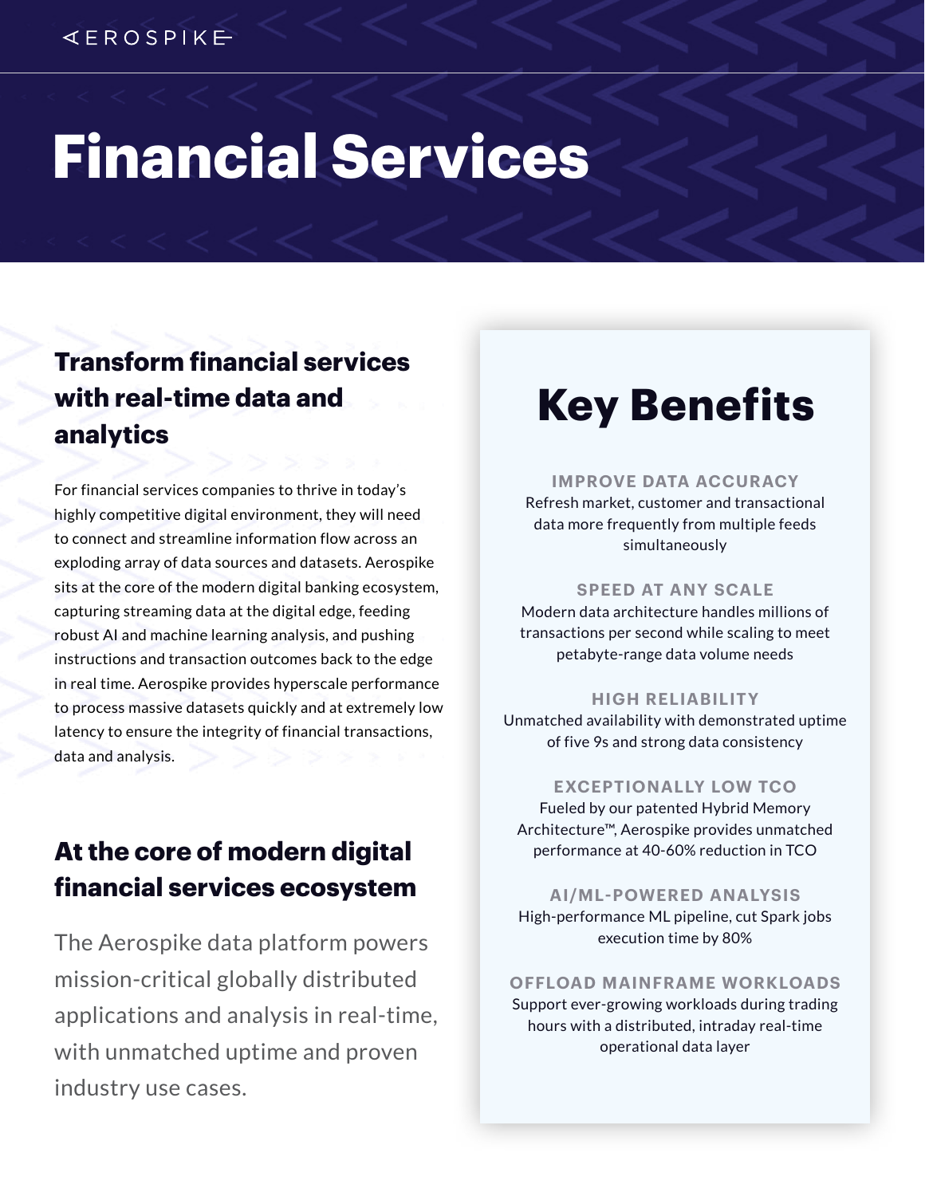AEROSPIKE

# Financial Services

## Transform financial services with real-time data and analytics

For financial services companies to thrive in today's highly competitive digital environment, they will need to connect and streamline information flow across an exploding array of data sources and datasets. Aerospike sits at the core of the modern digital banking ecosystem, capturing streaming data at the digital edge, feeding robust AI and machine learning analysis, and pushing instructions and transaction outcomes back to the edge in real time. Aerospike provides hyperscale performance to process massive datasets quickly and at extremely low latency to ensure the integrity of financial transactions, data and analysis.

## At the core of modern digital financial services ecosystem

The Aerospike data platform powers mission-critical globally distributed applications and analysis in real-time, with unmatched uptime and proven industry use cases.

# Key Benefits

**IMPROVE DATA ACCURACY**
Refresh market, customer and transactional data more frequently from multiple feeds simultaneously

**SPEED AT ANY SCALE**
Modern data architecture handles millions of transactions per second while scaling to meet petabyte-range data volume needs

**HIGH RELIABILITY**
Unmatched availability with demonstrated uptime of five 9s and strong data consistency

**EXCEPTIONALLY LOW TCO**
Fueled by our patented Hybrid Memory Architecture™, Aerospike provides unmatched performance at 40-60% reduction in TCO

**AI/ML-POWERED ANALYSIS**
High-performance ML pipeline, cut Spark jobs execution time by 80%

**OFFLOAD MAINFRAME WORKLOADS**
Support ever-growing workloads during trading hours with a distributed, intraday real-time operational data layer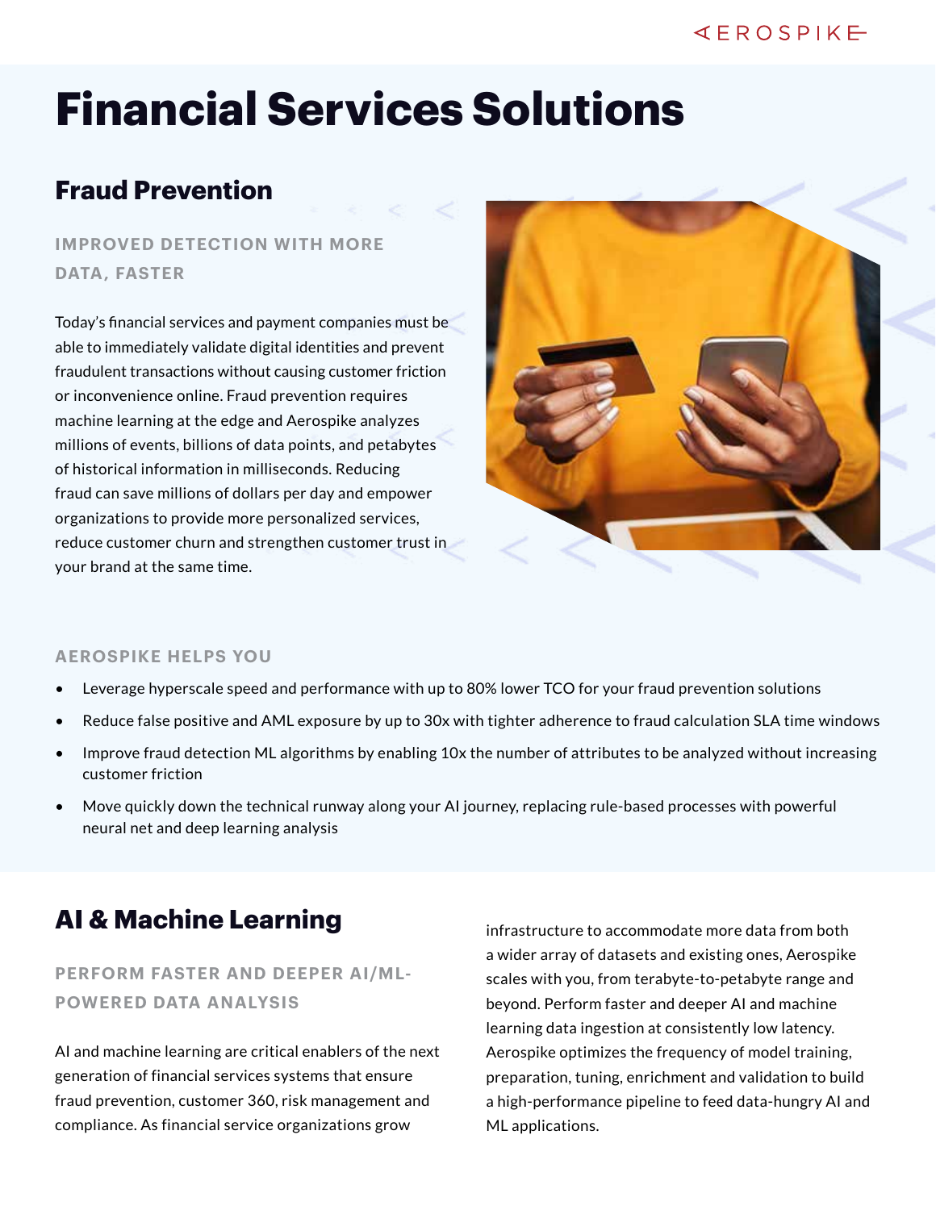# Financial Services Solutions

## Fraud Prevention

### IMPROVED DETECTION WITH MORE DATA, FASTER

Today's financial services and payment companies must be able to immediately validate digital identities and prevent fraudulent transactions without causing customer friction or inconvenience online. Fraud prevention requires machine learning at the edge and Aerospike analyzes millions of events, billions of data points, and petabytes of historical information in milliseconds. Reducing fraud can save millions of dollars per day and empower organizations to provide more personalized services, reduce customer churn and strengthen customer trust in your brand at the same time.

### AEROSPIKE HELPS YOU

- Leverage hyperscale speed and performance with up to 80% lower TCO for your fraud prevention solutions
- Reduce false positive and AML exposure by up to 30x with tighter adherence to fraud calculation SLA time windows
- Improve fraud detection ML algorithms by enabling 10x the number of attributes to be analyzed without increasing customer friction
- Move quickly down the technical runway along your AI journey, replacing rule-based processes with powerful neural net and deep learning analysis

## AI & Machine Learning

### PERFORM FASTER AND DEEPER AI/ML-POWERED DATA ANALYSIS

AI and machine learning are critical enablers of the next generation of financial services systems that ensure fraud prevention, customer 360, risk management and compliance. As financial service organizations grow infrastructure to accommodate more data from both a wider array of datasets and existing ones, Aerospike scales with you, from terabyte-to-petabyte range and beyond. Perform faster and deeper AI and machine learning data ingestion at consistently low latency. Aerospike optimizes the frequency of model training, preparation, tuning, enrichment and validation to build a high-performance pipeline to feed data-hungry AI and ML applications.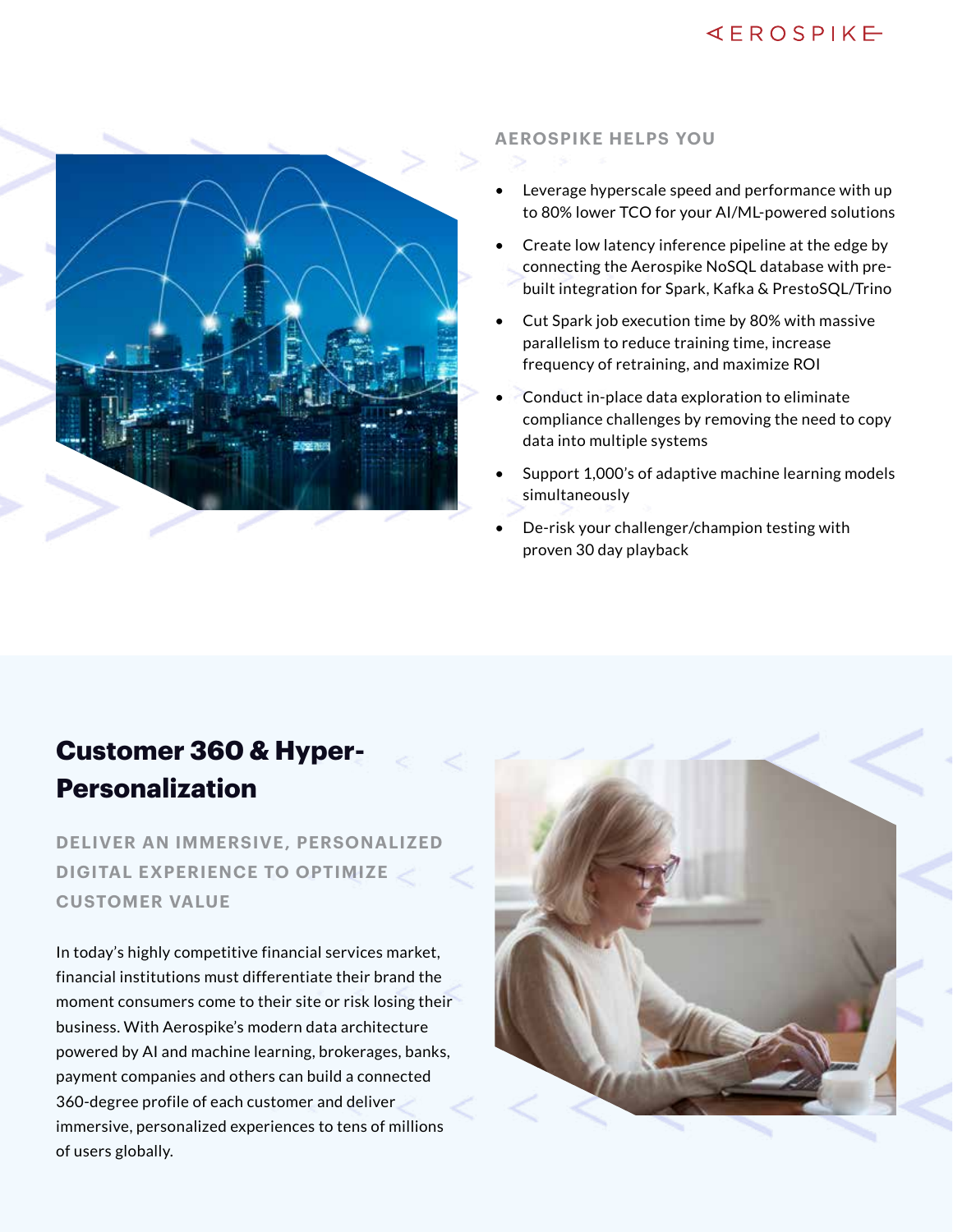### AEROSPIKE HELPS YOU

- Leverage hyperscale speed and performance with up to 80% lower TCO for your AI/ML-powered solutions
- Create low latency inference pipeline at the edge by connecting the Aerospike NoSQL database with pre-built integration for Spark, Kafka & PrestoSQL/Trino
- Cut Spark job execution time by 80% with massive parallelism to reduce training time, increase frequency of retraining, and maximize ROI
- Conduct in-place data exploration to eliminate compliance challenges by removing the need to copy data into multiple systems
- Support 1,000's of adaptive machine learning models simultaneously
- De-risk your challenger/champion testing with proven 30 day playback

## Customer 360 & Hyper-Personalization

### DELIVER AN IMMERSIVE, PERSONALIZED DIGITAL EXPERIENCE TO OPTIMIZE CUSTOMER VALUE

In today's highly competitive financial services market, financial institutions must differentiate their brand the moment consumers come to their site or risk losing their business. With Aerospike's modern data architecture powered by AI and machine learning, brokerages, banks, payment companies and others can build a connected 360-degree profile of each customer and deliver immersive, personalized experiences to tens of millions of users globally.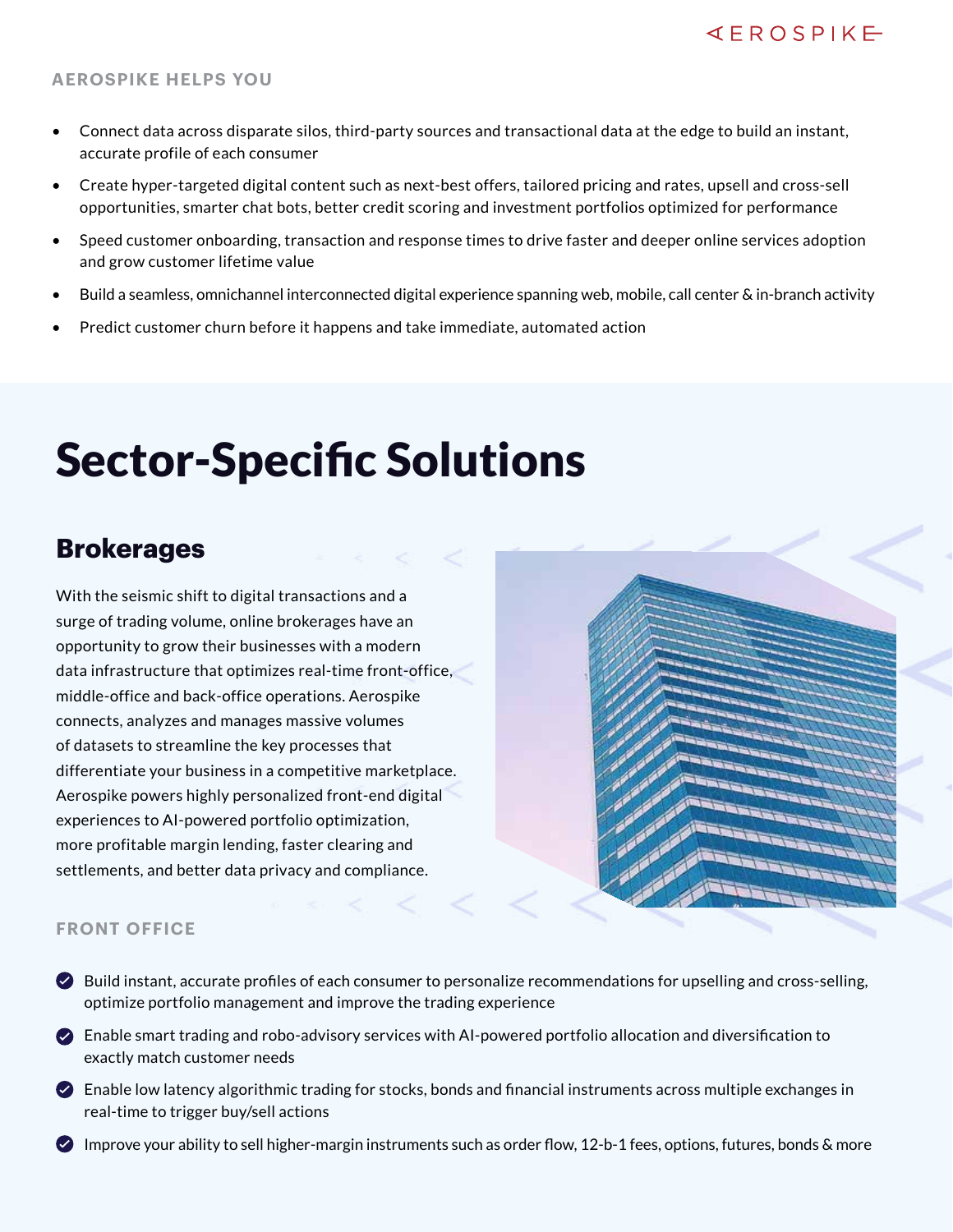### AEROSPIKE HELPS YOU

- Connect data across disparate silos, third-party sources and transactional data at the edge to build an instant, accurate profile of each consumer
- Create hyper-targeted digital content such as next-best offers, tailored pricing and rates, upsell and cross-sell opportunities, smarter chat bots, better credit scoring and investment portfolios optimized for performance
- Speed customer onboarding, transaction and response times to drive faster and deeper online services adoption and grow customer lifetime value
- Build a seamless, omnichannel interconnected digital experience spanning web, mobile, call center & in-branch activity
- Predict customer churn before it happens and take immediate, automated action

# Sector-Specific Solutions

## Brokerages

With the seismic shift to digital transactions and a surge of trading volume, online brokerages have an opportunity to grow their businesses with a modern data infrastructure that optimizes real-time front-office, middle-office and back-office operations. Aerospike connects, analyzes and manages massive volumes of datasets to streamline the key processes that differentiate your business in a competitive marketplace. Aerospike powers highly personalized front-end digital experiences to AI-powered portfolio optimization, more profitable margin lending, faster clearing and settlements, and better data privacy and compliance.

### FRONT OFFICE

- Build instant, accurate profiles of each consumer to personalize recommendations for upselling and cross-selling, optimize portfolio management and improve the trading experience
- Enable smart trading and robo-advisory services with AI-powered portfolio allocation and diversification to exactly match customer needs
- Enable low latency algorithmic trading for stocks, bonds and financial instruments across multiple exchanges in real-time to trigger buy/sell actions
- Improve your ability to sell higher-margin instruments such as order flow, 12-b-1 fees, options, futures, bonds & more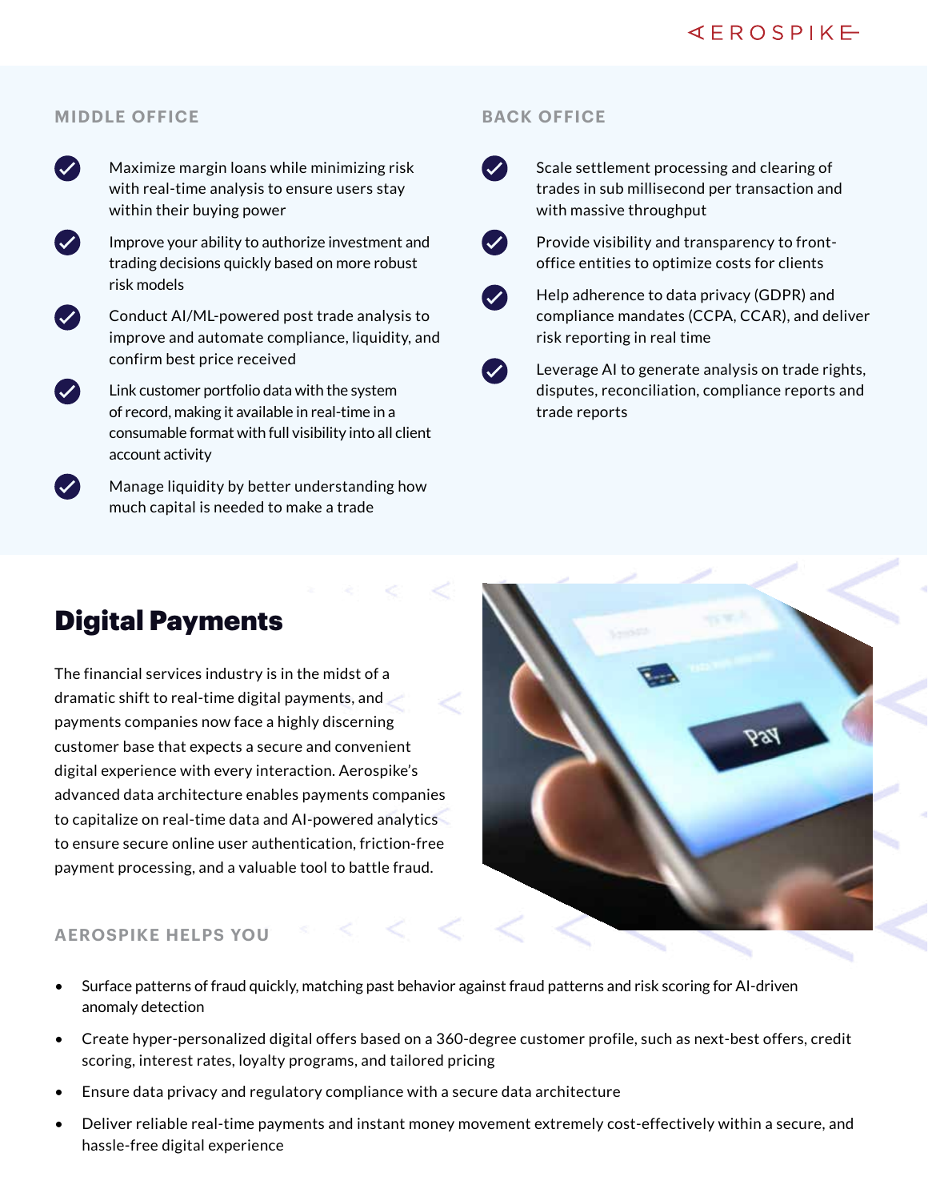### MIDDLE OFFICE

- Maximize margin loans while minimizing risk with real-time analysis to ensure users stay within their buying power
- Improve your ability to authorize investment and trading decisions quickly based on more robust risk models
- Conduct AI/ML-powered post trade analysis to improve and automate compliance, liquidity, and confirm best price received
- Link customer portfolio data with the system of record, making it available in real-time in a consumable format with full visibility into all client account activity
- Manage liquidity by better understanding how much capital is needed to make a trade

### BACK OFFICE

- Scale settlement processing and clearing of trades in sub millisecond per transaction and with massive throughput
- Provide visibility and transparency to front-office entities to optimize costs for clients
- Help adherence to data privacy (GDPR) and compliance mandates (CCPA, CCAR), and deliver risk reporting in real time
- Leverage AI to generate analysis on trade rights, disputes, reconciliation, compliance reports and trade reports

## Digital Payments

The financial services industry is in the midst of a dramatic shift to real-time digital payments, and payments companies now face a highly discerning customer base that expects a secure and convenient digital experience with every interaction. Aerospike's advanced data architecture enables payments companies to capitalize on real-time data and AI-powered analytics to ensure secure online user authentication, friction-free payment processing, and a valuable tool to battle fraud.

### AEROSPIKE HELPS YOU

- Surface patterns of fraud quickly, matching past behavior against fraud patterns and risk scoring for AI-driven anomaly detection
- Create hyper-personalized digital offers based on a 360-degree customer profile, such as next-best offers, credit scoring, interest rates, loyalty programs, and tailored pricing
- Ensure data privacy and regulatory compliance with a secure data architecture
- Deliver reliable real-time payments and instant money movement extremely cost-effectively within a secure, and hassle-free digital experience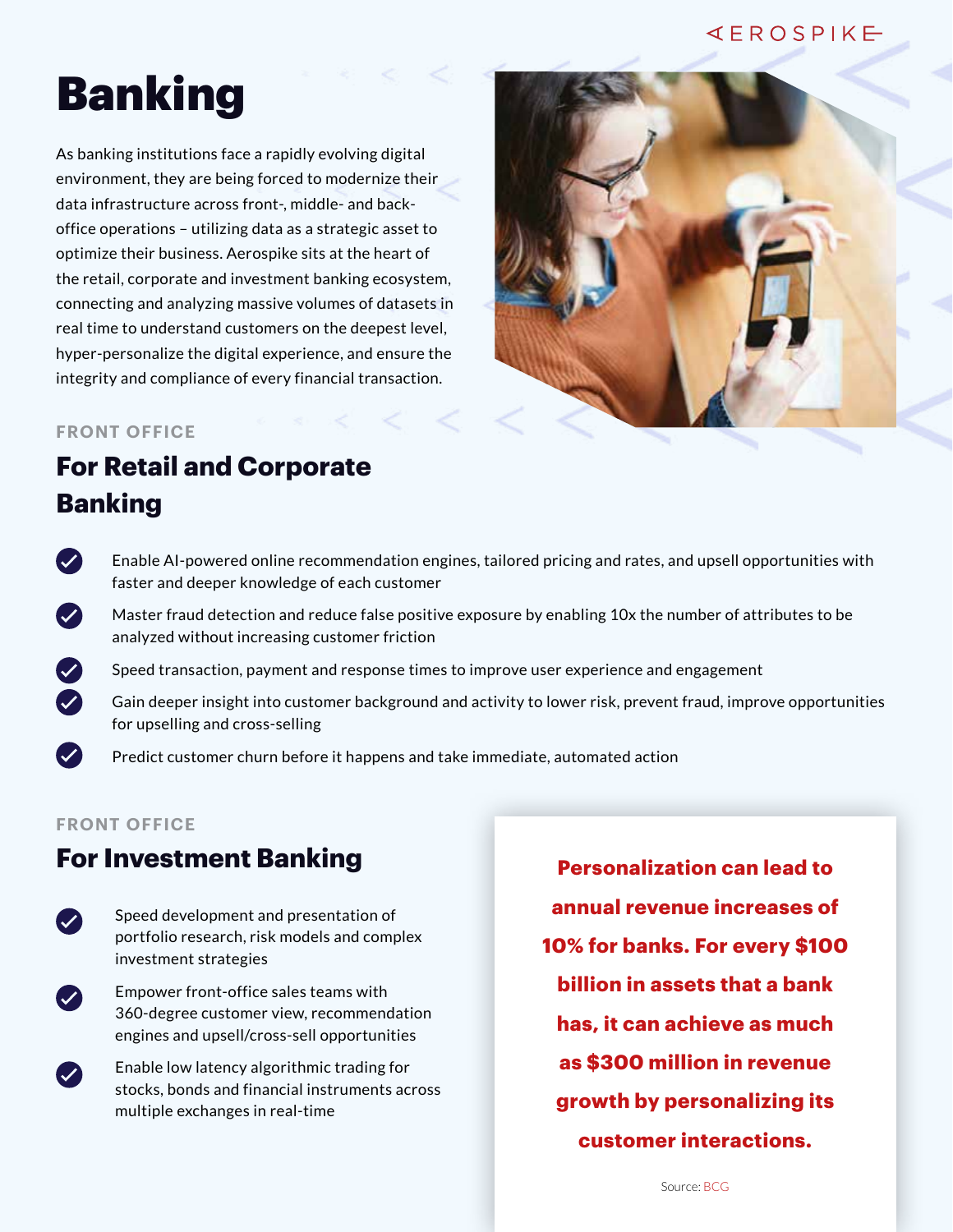# Banking

As banking institutions face a rapidly evolving digital environment, they are being forced to modernize their data infrastructure across front-, middle- and back-office operations – utilizing data as a strategic asset to optimize their business. Aerospike sits at the heart of the retail, corporate and investment banking ecosystem, connecting and analyzing massive volumes of datasets in real time to understand customers on the deepest level, hyper-personalize the digital experience, and ensure the integrity and compliance of every financial transaction.

FRONT OFFICE

## For Retail and Corporate Banking

- Enable AI-powered online recommendation engines, tailored pricing and rates, and upsell opportunities with faster and deeper knowledge of each customer
- Master fraud detection and reduce false positive exposure by enabling 10x the number of attributes to be analyzed without increasing customer friction
- Speed transaction, payment and response times to improve user experience and engagement
- Gain deeper insight into customer background and activity to lower risk, prevent fraud, improve opportunities for upselling and cross-selling
- Predict customer churn before it happens and take immediate, automated action

FRONT OFFICE

## For Investment Banking

- Speed development and presentation of portfolio research, risk models and complex investment strategies
- Empower front-office sales teams with 360-degree customer view, recommendation engines and upsell/cross-sell opportunities
- Enable low latency algorithmic trading for stocks, bonds and financial instruments across multiple exchanges in real-time

**Personalization can lead to annual revenue increases of 10% for banks. For every $100 billion in assets that a bank has, it can achieve as much as $300 million in revenue growth by personalizing its customer interactions.**

Source: BCG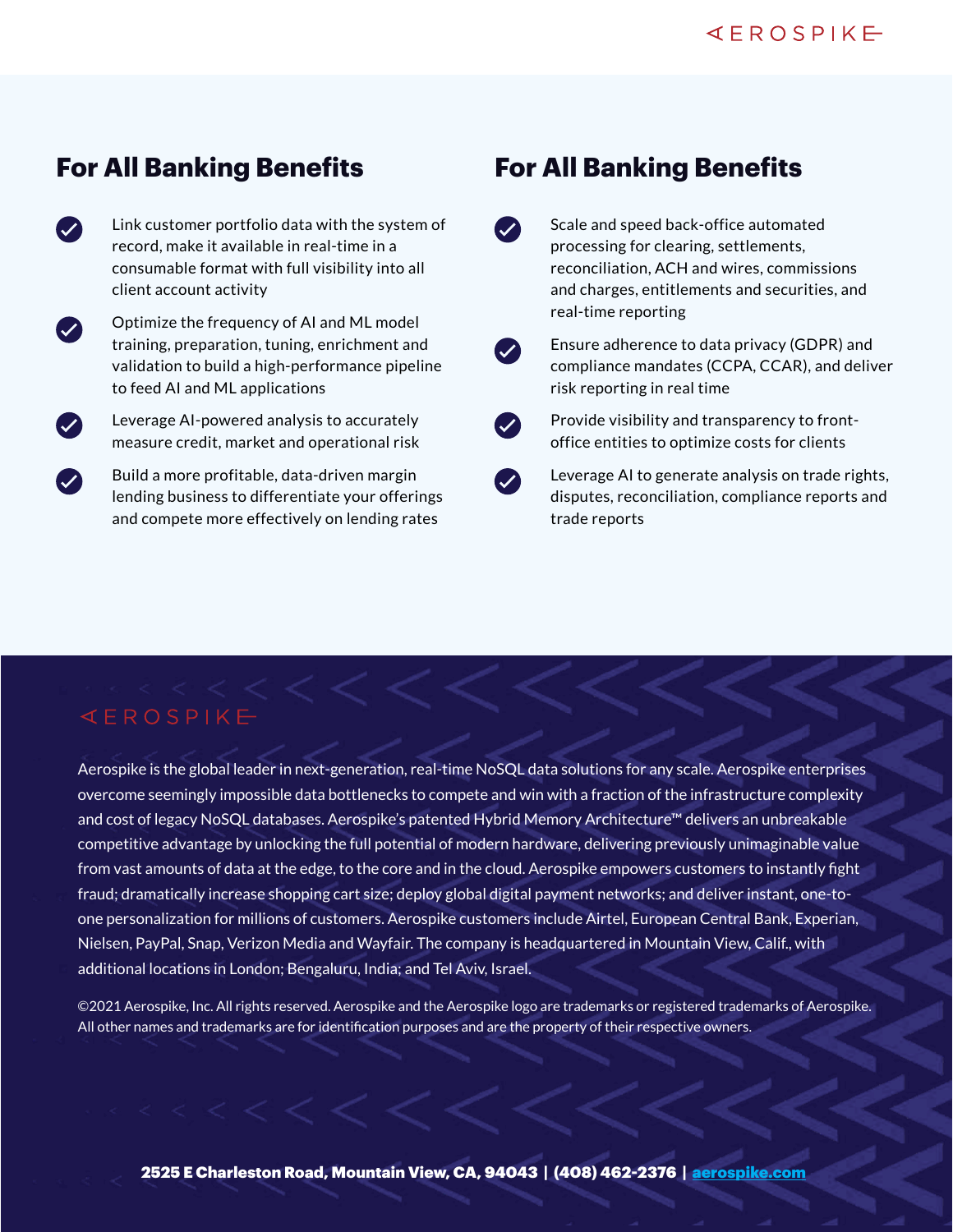## For All Banking Benefits

- Link customer portfolio data with the system of record, make it available in real-time in a consumable format with full visibility into all client account activity
- Optimize the frequency of AI and ML model training, preparation, tuning, enrichment and validation to build a high-performance pipeline to feed AI and ML applications
- Leverage AI-powered analysis to accurately measure credit, market and operational risk
- Build a more profitable, data-driven margin lending business to differentiate your offerings and compete more effectively on lending rates

## For All Banking Benefits

- Scale and speed back-office automated processing for clearing, settlements, reconciliation, ACH and wires, commissions and charges, entitlements and securities, and real-time reporting
- Ensure adherence to data privacy (GDPR) and compliance mandates (CCPA, CCAR), and deliver risk reporting in real time
- Provide visibility and transparency to front-office entities to optimize costs for clients
- Leverage AI to generate analysis on trade rights, disputes, reconciliation, compliance reports and trade reports

AEROSPIKE

Aerospike is the global leader in next-generation, real-time NoSQL data solutions for any scale. Aerospike enterprises overcome seemingly impossible data bottlenecks to compete and win with a fraction of the infrastructure complexity and cost of legacy NoSQL databases. Aerospike's patented Hybrid Memory Architecture™ delivers an unbreakable competitive advantage by unlocking the full potential of modern hardware, delivering previously unimaginable value from vast amounts of data at the edge, to the core and in the cloud. Aerospike empowers customers to instantly fight fraud; dramatically increase shopping cart size; deploy global digital payment networks; and deliver instant, one-to-one personalization for millions of customers. Aerospike customers include Airtel, European Central Bank, Experian, Nielsen, PayPal, Snap, Verizon Media and Wayfair. The company is headquartered in Mountain View, Calif., with additional locations in London; Bengaluru, India; and Tel Aviv, Israel.

©2021 Aerospike, Inc. All rights reserved. Aerospike and the Aerospike logo are trademarks or registered trademarks of Aerospike. All other names and trademarks are for identification purposes and are the property of their respective owners.

**2525 E Charleston Road, Mountain View, CA, 94043 | (408) 462-2376 | aerospike.com**